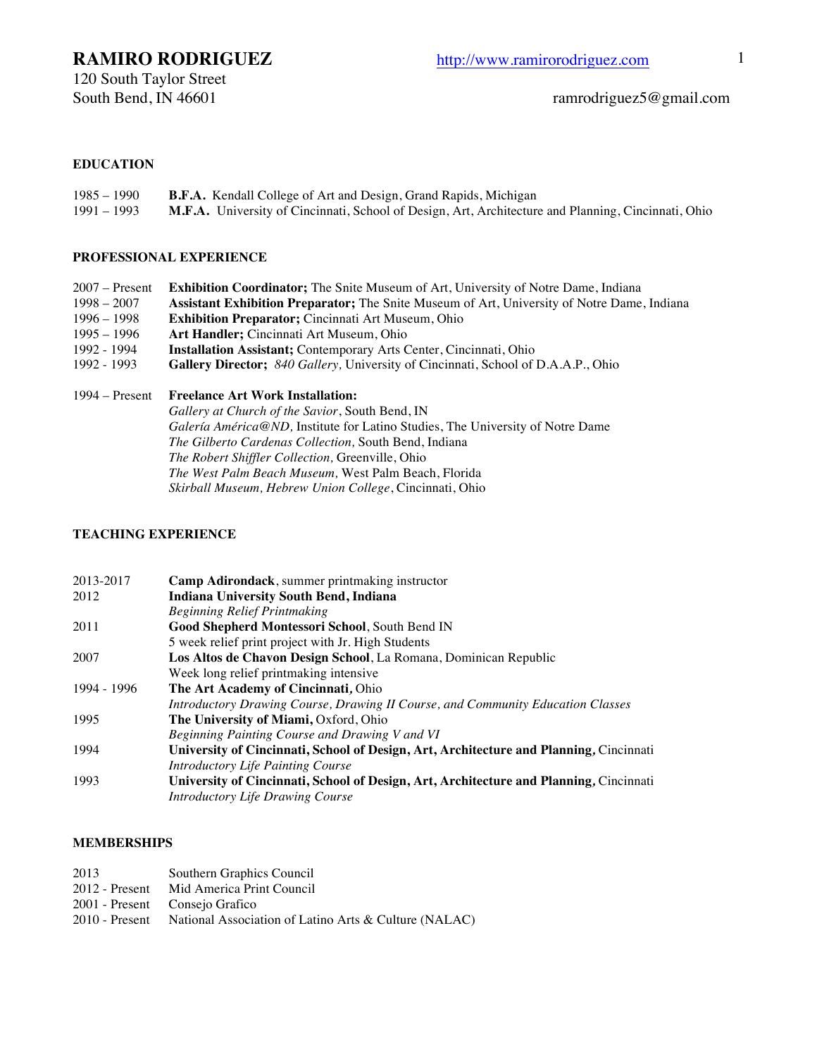# RAMIRO RODRIGUEZ

http://www.ramirorodriguez.com

120 South Taylor Street
South Bend, IN 46601

ramrodriguez5@gmail.com

## EDUCATION

1985 – 1990 **B.F.A.** Kendall College of Art and Design, Grand Rapids, Michigan
1991 – 1993 **M.F.A.** University of Cincinnati, School of Design, Art, Architecture and Planning, Cincinnati, Ohio

## PROFESSIONAL EXPERIENCE

2007 – Present **Exhibition Coordinator;** The Snite Museum of Art, University of Notre Dame, Indiana
1998 – 2007 **Assistant Exhibition Preparator;** The Snite Museum of Art, University of Notre Dame, Indiana
1996 – 1998 **Exhibition Preparator;** Cincinnati Art Museum, Ohio
1995 – 1996 **Art Handler;** Cincinnati Art Museum, Ohio
1992 - 1994 **Installation Assistant;** Contemporary Arts Center, Cincinnati, Ohio
1992 - 1993 **Gallery Director;** *840 Gallery,* University of Cincinnati, School of D.A.A.P., Ohio

1994 – Present **Freelance Art Work Installation:**
*Gallery at Church of the Savior*, South Bend, IN
*Galería América@ND,* Institute for Latino Studies, The University of Notre Dame
*The Gilberto Cardenas Collection,* South Bend, Indiana
*The Robert Shiffler Collection,* Greenville, Ohio
*The West Palm Beach Museum,* West Palm Beach, Florida
*Skirball Museum, Hebrew Union College*, Cincinnati, Ohio

## TEACHING EXPERIENCE

2013-2017 **Camp Adirondack**, summer printmaking instructor
2012 **Indiana University South Bend, Indiana**
*Beginning Relief Printmaking*
2011 **Good Shepherd Montessori School**, South Bend IN
5 week relief print project with Jr. High Students
2007 **Los Altos de Chavon Design School**, La Romana, Dominican Republic
Week long relief printmaking intensive
1994 - 1996 **The Art Academy of Cincinnati***,* Ohio
*Introductory Drawing Course, Drawing II Course, and Community Education Classes*
1995 **The University of Miami,** Oxford, Ohio
*Beginning Painting Course and Drawing V and VI*
1994 **University of Cincinnati, School of Design, Art, Architecture and Planning***,* Cincinnati
*Introductory Life Painting Course*
1993 **University of Cincinnati, School of Design, Art, Architecture and Planning***,* Cincinnati
*Introductory Life Drawing Course*

## MEMBERSHIPS

2013 Southern Graphics Council
2012 - Present Mid America Print Council
2001 - Present Consejo Grafico
2010 - Present National Association of Latino Arts & Culture (NALAC)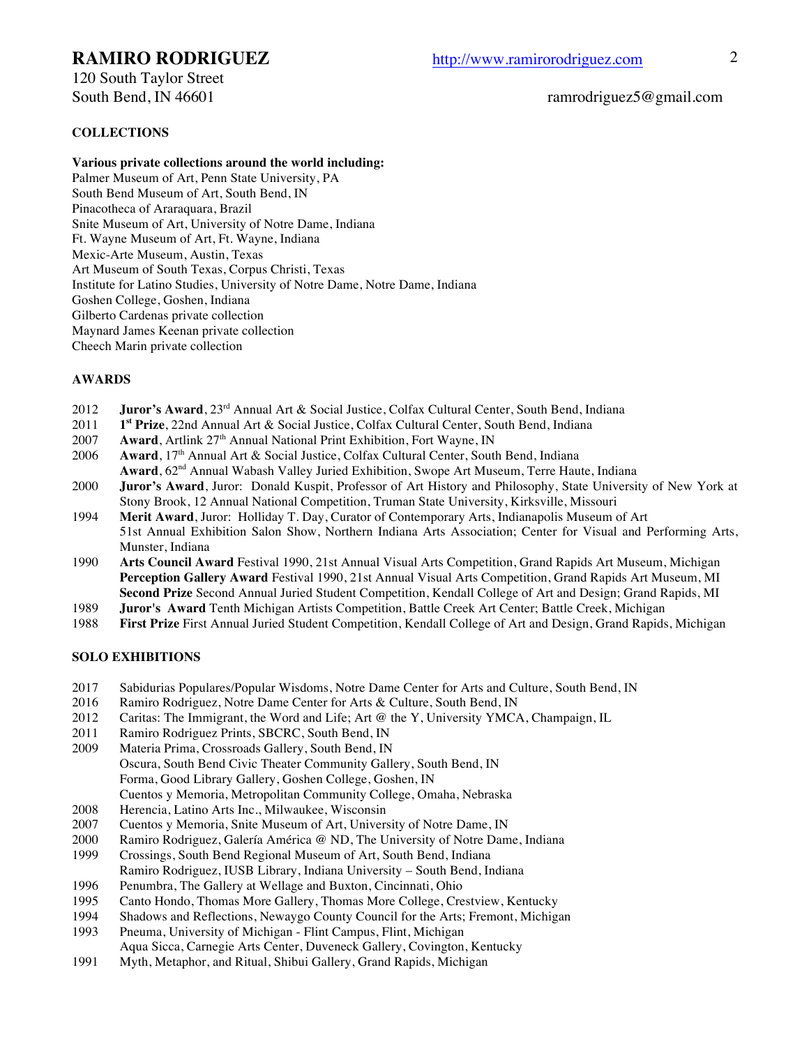# RAMIRO RODRIGUEZ

http://www.ramirorodriguez.com

120 South Taylor Street
South Bend, IN 46601

ramrodriguez5@gmail.com

## COLLECTIONS

**Various private collections around the world including:**
Palmer Museum of Art, Penn State University, PA
South Bend Museum of Art, South Bend, IN
Pinacotheca of Araraquara, Brazil
Snite Museum of Art, University of Notre Dame, Indiana
Ft. Wayne Museum of Art, Ft. Wayne, Indiana
Mexic-Arte Museum, Austin, Texas
Art Museum of South Texas, Corpus Christi, Texas
Institute for Latino Studies, University of Notre Dame, Notre Dame, Indiana
Goshen College, Goshen, Indiana
Gilberto Cardenas private collection
Maynard James Keenan private collection
Cheech Marin private collection

## AWARDS

- 2012 **Juror's Award**, 23rd Annual Art & Social Justice, Colfax Cultural Center, South Bend, Indiana
- 2011 **1st Prize**, 22nd Annual Art & Social Justice, Colfax Cultural Center, South Bend, Indiana
- 2007 **Award**, Artlink 27th Annual National Print Exhibition, Fort Wayne, IN
- 2006 **Award**, 17th Annual Art & Social Justice, Colfax Cultural Center, South Bend, Indiana
  **Award**, 62nd Annual Wabash Valley Juried Exhibition, Swope Art Museum, Terre Haute, Indiana
- 2000 **Juror's Award**, Juror: Donald Kuspit, Professor of Art History and Philosophy, State University of New York at Stony Brook, 12 Annual National Competition, Truman State University, Kirksville, Missouri
- 1994 **Merit Award**, Juror: Holliday T. Day, Curator of Contemporary Arts, Indianapolis Museum of Art
  51st Annual Exhibition Salon Show, Northern Indiana Arts Association; Center for Visual and Performing Arts, Munster, Indiana
- 1990 **Arts Council Award** Festival 1990, 21st Annual Visual Arts Competition, Grand Rapids Art Museum, Michigan
  **Perception Gallery Award** Festival 1990, 21st Annual Visual Arts Competition, Grand Rapids Art Museum, MI
  **Second Prize** Second Annual Juried Student Competition, Kendall College of Art and Design; Grand Rapids, MI
- 1989 **Juror's Award** Tenth Michigan Artists Competition, Battle Creek Art Center; Battle Creek, Michigan
- 1988 **First Prize** First Annual Juried Student Competition, Kendall College of Art and Design, Grand Rapids, Michigan

## SOLO EXHIBITIONS

- 2017 Sabidurias Populares/Popular Wisdoms, Notre Dame Center for Arts and Culture, South Bend, IN
- 2016 Ramiro Rodriguez, Notre Dame Center for Arts & Culture, South Bend, IN
- 2012 Caritas: The Immigrant, the Word and Life; Art @ the Y, University YMCA, Champaign, IL
- 2011 Ramiro Rodriguez Prints, SBCRC, South Bend, IN
- 2009 Materia Prima, Crossroads Gallery, South Bend, IN
  Oscura, South Bend Civic Theater Community Gallery, South Bend, IN
  Forma, Good Library Gallery, Goshen College, Goshen, IN
  Cuentos y Memoria, Metropolitan Community College, Omaha, Nebraska
- 2008 Herencia, Latino Arts Inc., Milwaukee, Wisconsin
- 2007 Cuentos y Memoria, Snite Museum of Art, University of Notre Dame, IN
- 2000 Ramiro Rodriguez, Galería América @ ND, The University of Notre Dame, Indiana
- 1999 Crossings, South Bend Regional Museum of Art, South Bend, Indiana
  Ramiro Rodriguez, IUSB Library, Indiana University – South Bend, Indiana
- 1996 Penumbra, The Gallery at Wellage and Buxton, Cincinnati, Ohio
- 1995 Canto Hondo, Thomas More Gallery, Thomas More College, Crestview, Kentucky
- 1994 Shadows and Reflections, Newaygo County Council for the Arts; Fremont, Michigan
- 1993 Pneuma, University of Michigan - Flint Campus, Flint, Michigan
  Aqua Sicca, Carnegie Arts Center, Duveneck Gallery, Covington, Kentucky
- 1991 Myth, Metaphor, and Ritual, Shibui Gallery, Grand Rapids, Michigan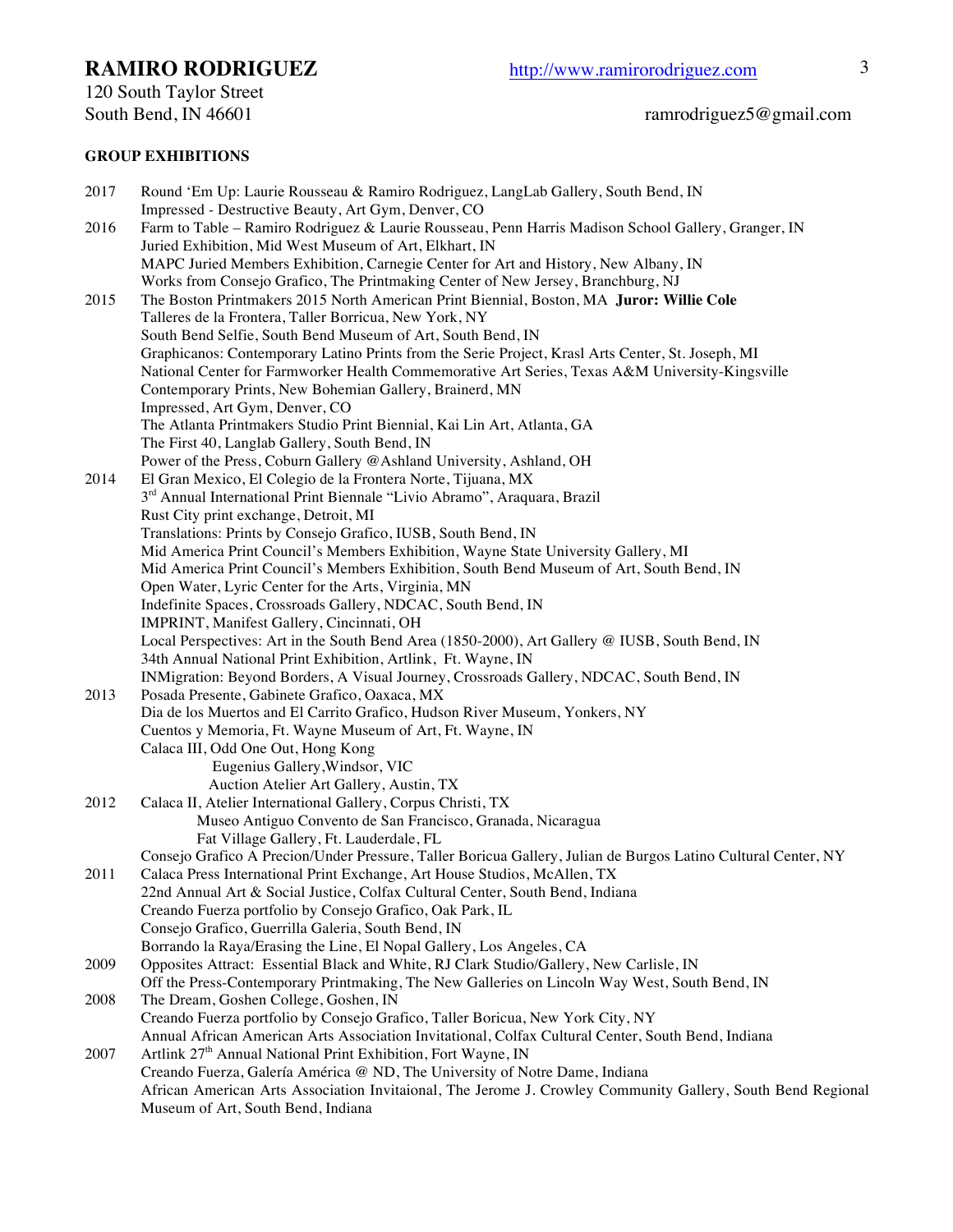# RAMIRO RODRIGUEZ

http://www.ramirorodriguez.com

120 South Taylor Street
South Bend, IN 46601

ramrodriguez5@gmail.com

**GROUP EXHIBITIONS**

2017 Round 'Em Up: Laurie Rousseau & Ramiro Rodriguez, LangLab Gallery, South Bend, IN
Impressed - Destructive Beauty, Art Gym, Denver, CO

2016 Farm to Table – Ramiro Rodriguez & Laurie Rousseau, Penn Harris Madison School Gallery, Granger, IN
Juried Exhibition, Mid West Museum of Art, Elkhart, IN
MAPC Juried Members Exhibition, Carnegie Center for Art and History, New Albany, IN
Works from Consejo Grafico, The Printmaking Center of New Jersey, Branchburg, NJ

2015 The Boston Printmakers 2015 North American Print Biennial, Boston, MA **Juror: Willie Cole**
Talleres de la Frontera, Taller Borricua, New York, NY
South Bend Selfie, South Bend Museum of Art, South Bend, IN
Graphicanos: Contemporary Latino Prints from the Serie Project, Krasl Arts Center, St. Joseph, MI
National Center for Farmworker Health Commemorative Art Series, Texas A&M University-Kingsville
Contemporary Prints, New Bohemian Gallery, Brainerd, MN
Impressed, Art Gym, Denver, CO
The Atlanta Printmakers Studio Print Biennial, Kai Lin Art, Atlanta, GA
The First 40, Langlab Gallery, South Bend, IN
Power of the Press, Coburn Gallery @Ashland University, Ashland, OH

2014 El Gran Mexico, El Colegio de la Frontera Norte, Tijuana, MX
3rd Annual International Print Biennale "Livio Abramo", Araquara, Brazil
Rust City print exchange, Detroit, MI
Translations: Prints by Consejo Grafico, IUSB, South Bend, IN
Mid America Print Council's Members Exhibition, Wayne State University Gallery, MI
Mid America Print Council's Members Exhibition, South Bend Museum of Art, South Bend, IN
Open Water, Lyric Center for the Arts, Virginia, MN
Indefinite Spaces, Crossroads Gallery, NDCAC, South Bend, IN
IMPRINT, Manifest Gallery, Cincinnati, OH
Local Perspectives: Art in the South Bend Area (1850-2000), Art Gallery @ IUSB, South Bend, IN
34th Annual National Print Exhibition, Artlink, Ft. Wayne, IN
INMigration: Beyond Borders, A Visual Journey, Crossroads Gallery, NDCAC, South Bend, IN

2013 Posada Presente, Gabinete Grafico, Oaxaca, MX
Dia de los Muertos and El Carrito Grafico, Hudson River Museum, Yonkers, NY
Cuentos y Memoria, Ft. Wayne Museum of Art, Ft. Wayne, IN
Calaca III, Odd One Out, Hong Kong
Eugenius Gallery, Windsor, VIC
Auction Atelier Art Gallery, Austin, TX

2012 Calaca II, Atelier International Gallery, Corpus Christi, TX
Museo Antiguo Convento de San Francisco, Granada, Nicaragua
Fat Village Gallery, Ft. Lauderdale, FL
Consejo Grafico A Precion/Under Pressure, Taller Boricua Gallery, Julian de Burgos Latino Cultural Center, NY

2011 Calaca Press International Print Exchange, Art House Studios, McAllen, TX
22nd Annual Art & Social Justice, Colfax Cultural Center, South Bend, Indiana
Creando Fuerza portfolio by Consejo Grafico, Oak Park, IL
Consejo Grafico, Guerrilla Galeria, South Bend, IN
Borrando la Raya/Erasing the Line, El Nopal Gallery, Los Angeles, CA

2009 Opposites Attract: Essential Black and White, RJ Clark Studio/Gallery, New Carlisle, IN
Off the Press-Contemporary Printmaking, The New Galleries on Lincoln Way West, South Bend, IN

2008 The Dream, Goshen College, Goshen, IN
Creando Fuerza portfolio by Consejo Grafico, Taller Boricua, New York City, NY
Annual African American Arts Association Invitational, Colfax Cultural Center, South Bend, Indiana

2007 Artlink 27th Annual National Print Exhibition, Fort Wayne, IN
Creando Fuerza, Galería América @ ND, The University of Notre Dame, Indiana
African American Arts Association Invitaional, The Jerome J. Crowley Community Gallery, South Bend Regional Museum of Art, South Bend, Indiana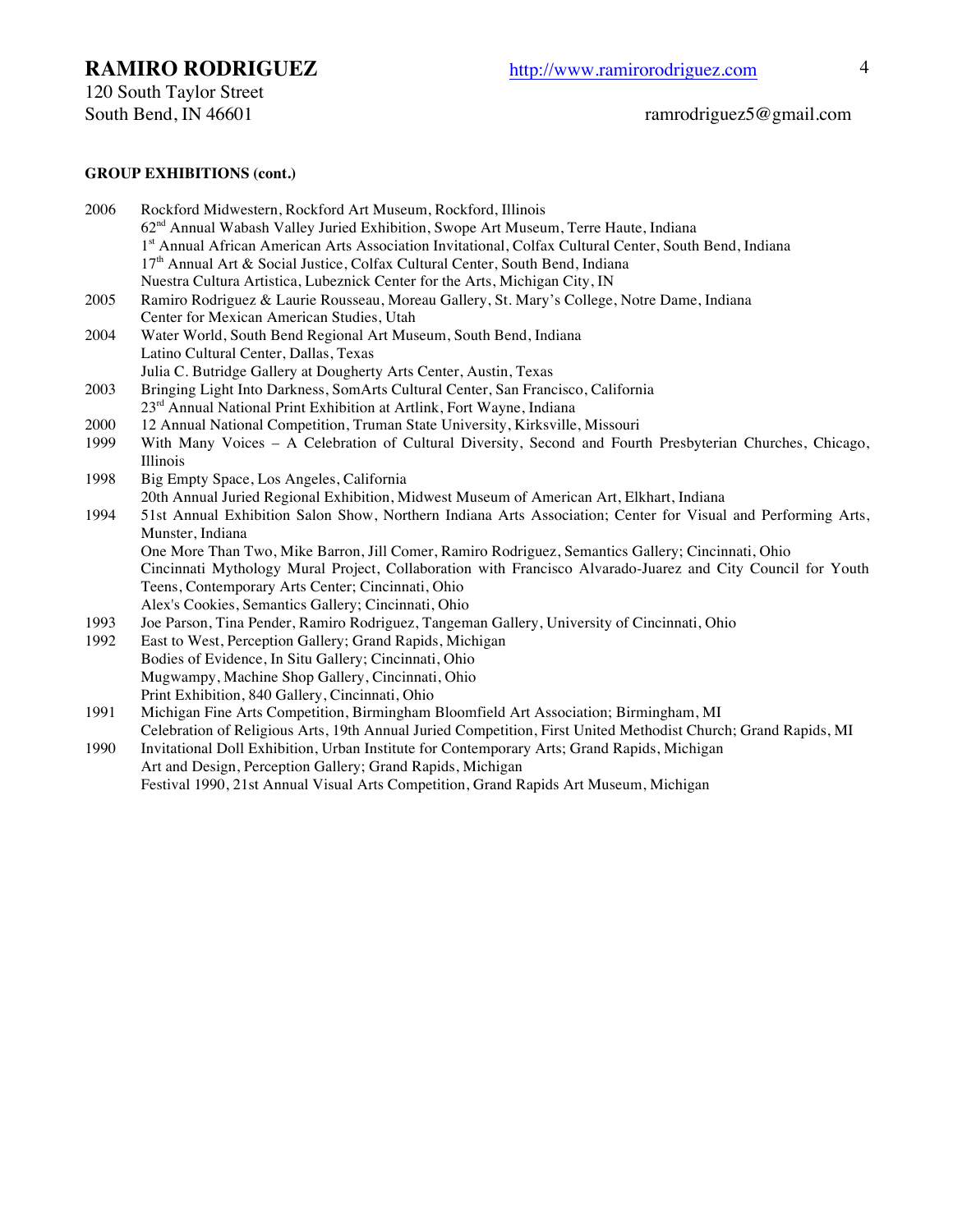**GROUP EXHIBITIONS (cont.)**

2006 Rockford Midwestern, Rockford Art Museum, Rockford, Illinois
62nd Annual Wabash Valley Juried Exhibition, Swope Art Museum, Terre Haute, Indiana
1st Annual African American Arts Association Invitational, Colfax Cultural Center, South Bend, Indiana
17th Annual Art & Social Justice, Colfax Cultural Center, South Bend, Indiana
Nuestra Cultura Artistica, Lubeznick Center for the Arts, Michigan City, IN

2005 Ramiro Rodriguez & Laurie Rousseau, Moreau Gallery, St. Mary's College, Notre Dame, Indiana
Center for Mexican American Studies, Utah

2004 Water World, South Bend Regional Art Museum, South Bend, Indiana
Latino Cultural Center, Dallas, Texas
Julia C. Butridge Gallery at Dougherty Arts Center, Austin, Texas

2003 Bringing Light Into Darkness, SomArts Cultural Center, San Francisco, California
23rd Annual National Print Exhibition at Artlink, Fort Wayne, Indiana

2000 12 Annual National Competition, Truman State University, Kirksville, Missouri

1999 With Many Voices – A Celebration of Cultural Diversity, Second and Fourth Presbyterian Churches, Chicago, Illinois

1998 Big Empty Space, Los Angeles, California
20th Annual Juried Regional Exhibition, Midwest Museum of American Art, Elkhart, Indiana

1994 51st Annual Exhibition Salon Show, Northern Indiana Arts Association; Center for Visual and Performing Arts, Munster, Indiana
One More Than Two, Mike Barron, Jill Comer, Ramiro Rodriguez, Semantics Gallery; Cincinnati, Ohio
Cincinnati Mythology Mural Project, Collaboration with Francisco Alvarado-Juarez and City Council for Youth Teens, Contemporary Arts Center; Cincinnati, Ohio
Alex's Cookies, Semantics Gallery; Cincinnati, Ohio

1993 Joe Parson, Tina Pender, Ramiro Rodriguez, Tangeman Gallery, University of Cincinnati, Ohio

1992 East to West, Perception Gallery; Grand Rapids, Michigan
Bodies of Evidence, In Situ Gallery; Cincinnati, Ohio
Mugwampy, Machine Shop Gallery, Cincinnati, Ohio
Print Exhibition, 840 Gallery, Cincinnati, Ohio

1991 Michigan Fine Arts Competition, Birmingham Bloomfield Art Association; Birmingham, MI
Celebration of Religious Arts, 19th Annual Juried Competition, First United Methodist Church; Grand Rapids, MI

1990 Invitational Doll Exhibition, Urban Institute for Contemporary Arts; Grand Rapids, Michigan
Art and Design, Perception Gallery; Grand Rapids, Michigan
Festival 1990, 21st Annual Visual Arts Competition, Grand Rapids Art Museum, Michigan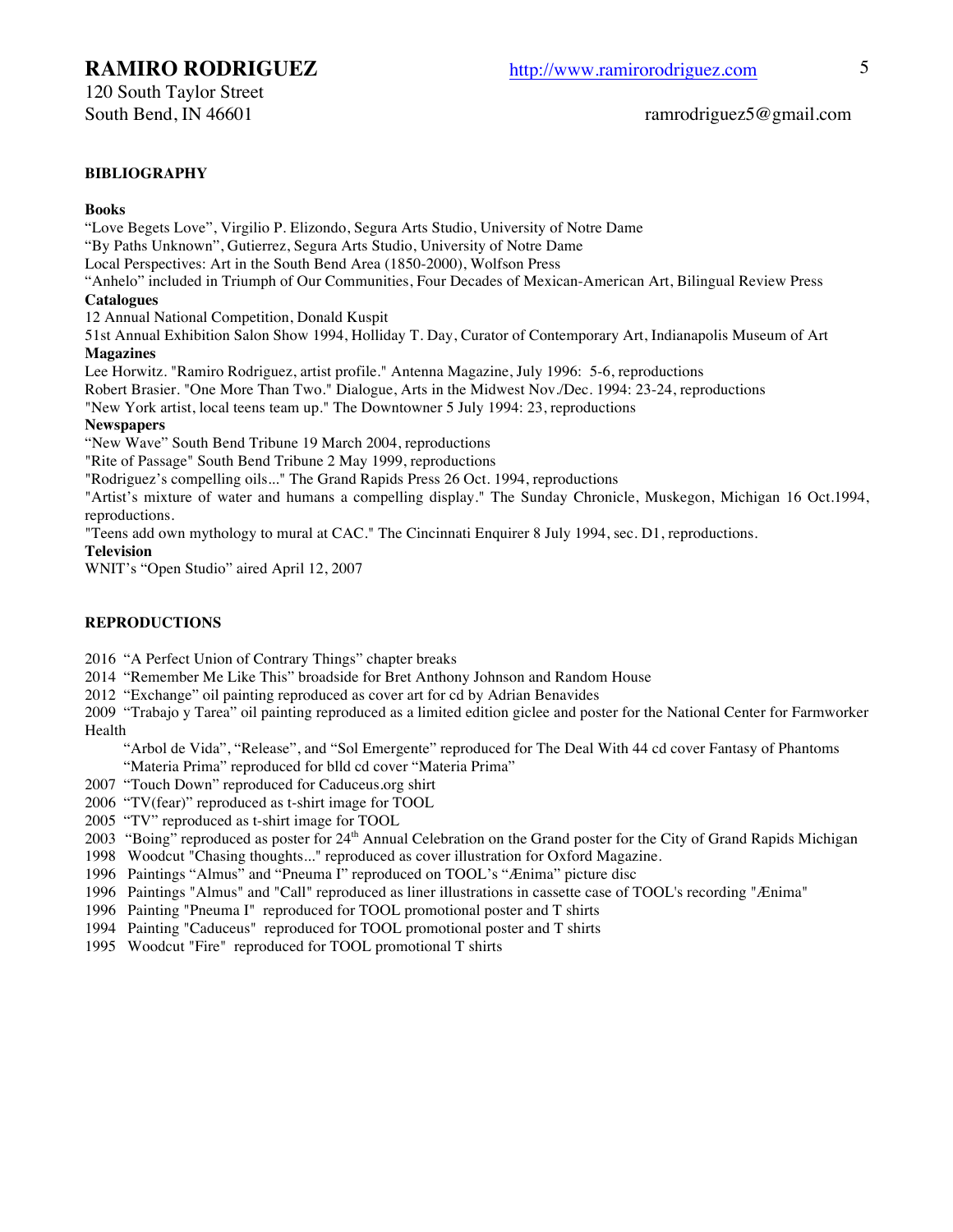**RAMIRO RODRIGUEZ** http://www.ramirorodriguez.com

120 South Taylor Street
South Bend, IN 46601 ramrodriguez5@gmail.com

## BIBLIOGRAPHY

**Books**

"Love Begets Love", Virgilio P. Elizondo, Segura Arts Studio, University of Notre Dame
"By Paths Unknown", Gutierrez, Segura Arts Studio, University of Notre Dame
Local Perspectives: Art in the South Bend Area (1850-2000), Wolfson Press
"Anhelo" included in Triumph of Our Communities, Four Decades of Mexican-American Art, Bilingual Review Press

**Catalogues**

12 Annual National Competition, Donald Kuspit
51st Annual Exhibition Salon Show 1994, Holliday T. Day, Curator of Contemporary Art, Indianapolis Museum of Art

**Magazines**

Lee Horwitz. "Ramiro Rodriguez, artist profile." Antenna Magazine, July 1996: 5-6, reproductions
Robert Brasier. "One More Than Two." Dialogue, Arts in the Midwest Nov./Dec. 1994: 23-24, reproductions
"New York artist, local teens team up." The Downtowner 5 July 1994: 23, reproductions

**Newspapers**

"New Wave" South Bend Tribune 19 March 2004, reproductions
"Rite of Passage" South Bend Tribune 2 May 1999, reproductions
"Rodriguez's compelling oils..." The Grand Rapids Press 26 Oct. 1994, reproductions
"Artist's mixture of water and humans a compelling display." The Sunday Chronicle, Muskegon, Michigan 16 Oct.1994, reproductions.
"Teens add own mythology to mural at CAC." The Cincinnati Enquirer 8 July 1994, sec. D1, reproductions.

**Television**

WNIT's "Open Studio" aired April 12, 2007

## REPRODUCTIONS

2016 "A Perfect Union of Contrary Things" chapter breaks
2014 "Remember Me Like This" broadside for Bret Anthony Johnson and Random House
2012 "Exchange" oil painting reproduced as cover art for cd by Adrian Benavides
2009 "Trabajo y Tarea" oil painting reproduced as a limited edition giclee and poster for the National Center for Farmworker Health
"Arbol de Vida", "Release", and "Sol Emergente" reproduced for The Deal With 44 cd cover Fantasy of Phantoms
"Materia Prima" reproduced for blld cd cover "Materia Prima"
2007 "Touch Down" reproduced for Caduceus.org shirt
2006 "TV(fear)" reproduced as t-shirt image for TOOL
2005 "TV" reproduced as t-shirt image for TOOL
2003 "Boing" reproduced as poster for 24th Annual Celebration on the Grand poster for the City of Grand Rapids Michigan
1998 Woodcut "Chasing thoughts..." reproduced as cover illustration for Oxford Magazine.
1996 Paintings "Almus" and "Pneuma I" reproduced on TOOL's "Ænima" picture disc
1996 Paintings "Almus" and "Call" reproduced as liner illustrations in cassette case of TOOL's recording "Ænima"
1996 Painting "Pneuma I" reproduced for TOOL promotional poster and T shirts
1994 Painting "Caduceus" reproduced for TOOL promotional poster and T shirts
1995 Woodcut "Fire" reproduced for TOOL promotional T shirts